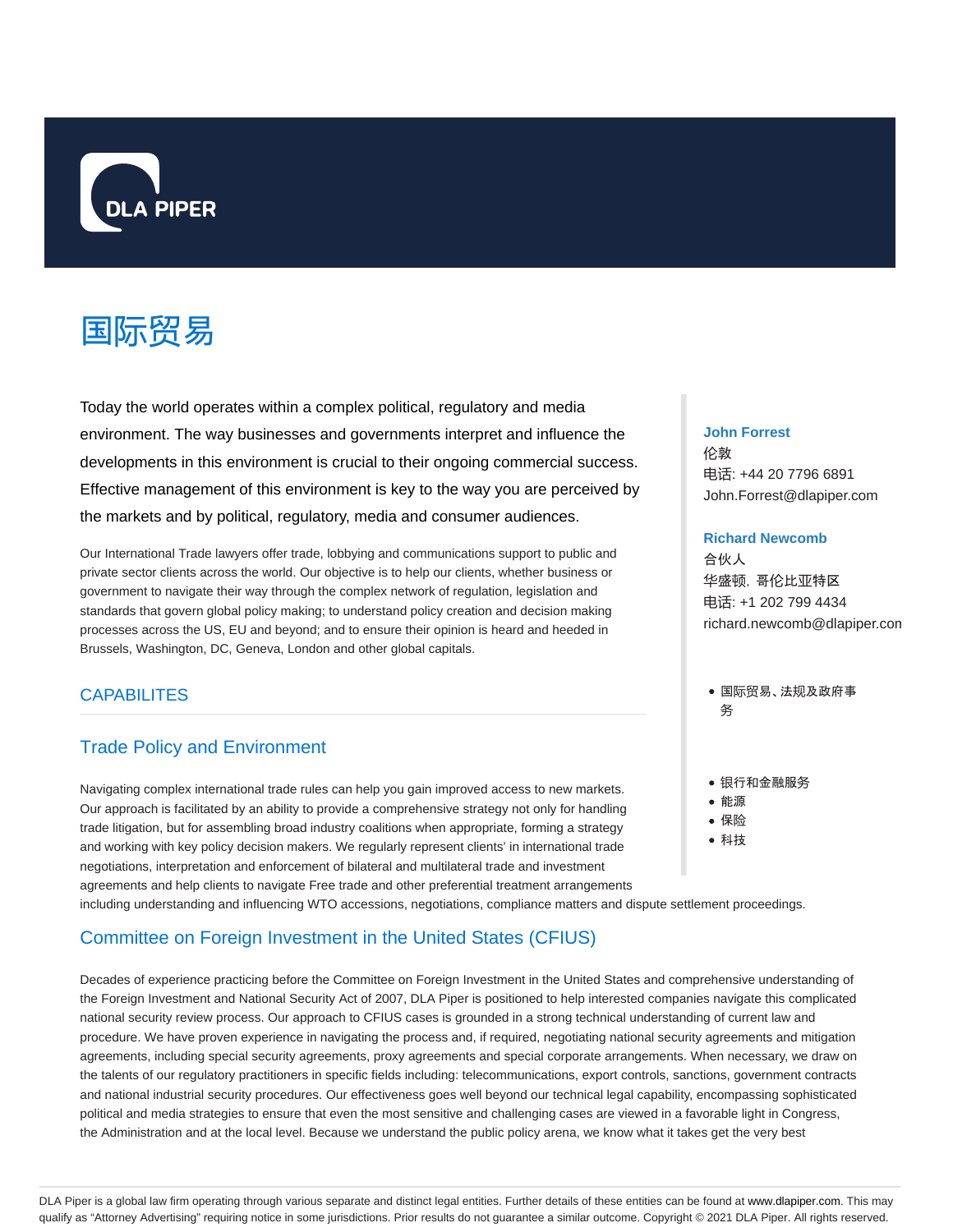DLA PIPER

# 国际贸易

Today the world operates within a complex political, regulatory and media environment. The way businesses and governments interpret and influence the developments in this environment is crucial to their ongoing commercial success. Effective management of this environment is key to the way you are perceived by the markets and by political, regulatory, media and consumer audiences.

Our International Trade lawyers offer trade, lobbying and communications support to public and private sector clients across the world. Our objective is to help our clients, whether business or government to navigate their way through the complex network of regulation, legislation and standards that govern global policy making; to understand policy creation and decision making processes across the US, EU and beyond; and to ensure their opinion is heard and heeded in Brussels, Washington, DC, Geneva, London and other global capitals.

**John Forrest**
伦敦
电话: +44 20 7796 6891
John.Forrest@dlapiper.com

**Richard Newcomb**
合伙人
华盛顿，哥伦比亚特区
电话: +1 202 799 4434
richard.newcomb@dlapiper.con

- 国际贸易、法规及政府事务

- 银行和金融服务
- 能源
- 保险
- 科技

## CAPABILITES

### Trade Policy and Environment

Navigating complex international trade rules can help you gain improved access to new markets. Our approach is facilitated by an ability to provide a comprehensive strategy not only for handling trade litigation, but for assembling broad industry coalitions when appropriate, forming a strategy and working with key policy decision makers. We regularly represent clients' in international trade negotiations, interpretation and enforcement of bilateral and multilateral trade and investment agreements and help clients to navigate Free trade and other preferential treatment arrangements including understanding and influencing WTO accessions, negotiations, compliance matters and dispute settlement proceedings.

### Committee on Foreign Investment in the United States (CFIUS)

Decades of experience practicing before the Committee on Foreign Investment in the United States and comprehensive understanding of the Foreign Investment and National Security Act of 2007, DLA Piper is positioned to help interested companies navigate this complicated national security review process. Our approach to CFIUS cases is grounded in a strong technical understanding of current law and procedure. We have proven experience in navigating the process and, if required, negotiating national security agreements and mitigation agreements, including special security agreements, proxy agreements and special corporate arrangements. When necessary, we draw on the talents of our regulatory practitioners in specific fields including: telecommunications, export controls, sanctions, government contracts and national industrial security procedures. Our effectiveness goes well beyond our technical legal capability, encompassing sophisticated political and media strategies to ensure that even the most sensitive and challenging cases are viewed in a favorable light in Congress, the Administration and at the local level. Because we understand the public policy arena, we know what it takes get the very best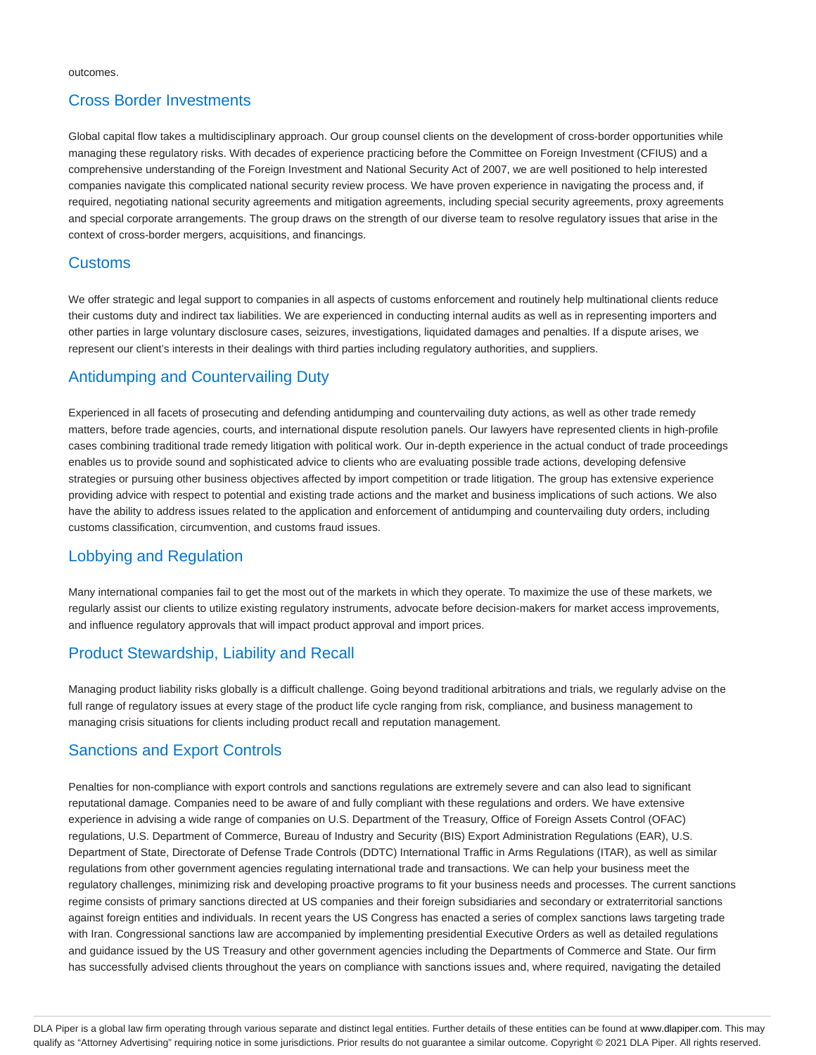outcomes.

## Cross Border Investments

Global capital flow takes a multidisciplinary approach. Our group counsel clients on the development of cross-border opportunities while managing these regulatory risks. With decades of experience practicing before the Committee on Foreign Investment (CFIUS) and a comprehensive understanding of the Foreign Investment and National Security Act of 2007, we are well positioned to help interested companies navigate this complicated national security review process. We have proven experience in navigating the process and, if required, negotiating national security agreements and mitigation agreements, including special security agreements, proxy agreements and special corporate arrangements. The group draws on the strength of our diverse team to resolve regulatory issues that arise in the context of cross-border mergers, acquisitions, and financings.

## Customs

We offer strategic and legal support to companies in all aspects of customs enforcement and routinely help multinational clients reduce their customs duty and indirect tax liabilities. We are experienced in conducting internal audits as well as in representing importers and other parties in large voluntary disclosure cases, seizures, investigations, liquidated damages and penalties. If a dispute arises, we represent our client's interests in their dealings with third parties including regulatory authorities, and suppliers.

## Antidumping and Countervailing Duty

Experienced in all facets of prosecuting and defending antidumping and countervailing duty actions, as well as other trade remedy matters, before trade agencies, courts, and international dispute resolution panels. Our lawyers have represented clients in high-profile cases combining traditional trade remedy litigation with political work. Our in-depth experience in the actual conduct of trade proceedings enables us to provide sound and sophisticated advice to clients who are evaluating possible trade actions, developing defensive strategies or pursuing other business objectives affected by import competition or trade litigation. The group has extensive experience providing advice with respect to potential and existing trade actions and the market and business implications of such actions. We also have the ability to address issues related to the application and enforcement of antidumping and countervailing duty orders, including customs classification, circumvention, and customs fraud issues.

## Lobbying and Regulation

Many international companies fail to get the most out of the markets in which they operate. To maximize the use of these markets, we regularly assist our clients to utilize existing regulatory instruments, advocate before decision-makers for market access improvements, and influence regulatory approvals that will impact product approval and import prices.

## Product Stewardship, Liability and Recall

Managing product liability risks globally is a difficult challenge. Going beyond traditional arbitrations and trials, we regularly advise on the full range of regulatory issues at every stage of the product life cycle ranging from risk, compliance, and business management to managing crisis situations for clients including product recall and reputation management.

## Sanctions and Export Controls

Penalties for non-compliance with export controls and sanctions regulations are extremely severe and can also lead to significant reputational damage. Companies need to be aware of and fully compliant with these regulations and orders. We have extensive experience in advising a wide range of companies on U.S. Department of the Treasury, Office of Foreign Assets Control (OFAC) regulations, U.S. Department of Commerce, Bureau of Industry and Security (BIS) Export Administration Regulations (EAR), U.S. Department of State, Directorate of Defense Trade Controls (DDTC) International Traffic in Arms Regulations (ITAR), as well as similar regulations from other government agencies regulating international trade and transactions. We can help your business meet the regulatory challenges, minimizing risk and developing proactive programs to fit your business needs and processes. The current sanctions regime consists of primary sanctions directed at US companies and their foreign subsidiaries and secondary or extraterritorial sanctions against foreign entities and individuals. In recent years the US Congress has enacted a series of complex sanctions laws targeting trade with Iran. Congressional sanctions law are accompanied by implementing presidential Executive Orders as well as detailed regulations and guidance issued by the US Treasury and other government agencies including the Departments of Commerce and State. Our firm has successfully advised clients throughout the years on compliance with sanctions issues and, where required, navigating the detailed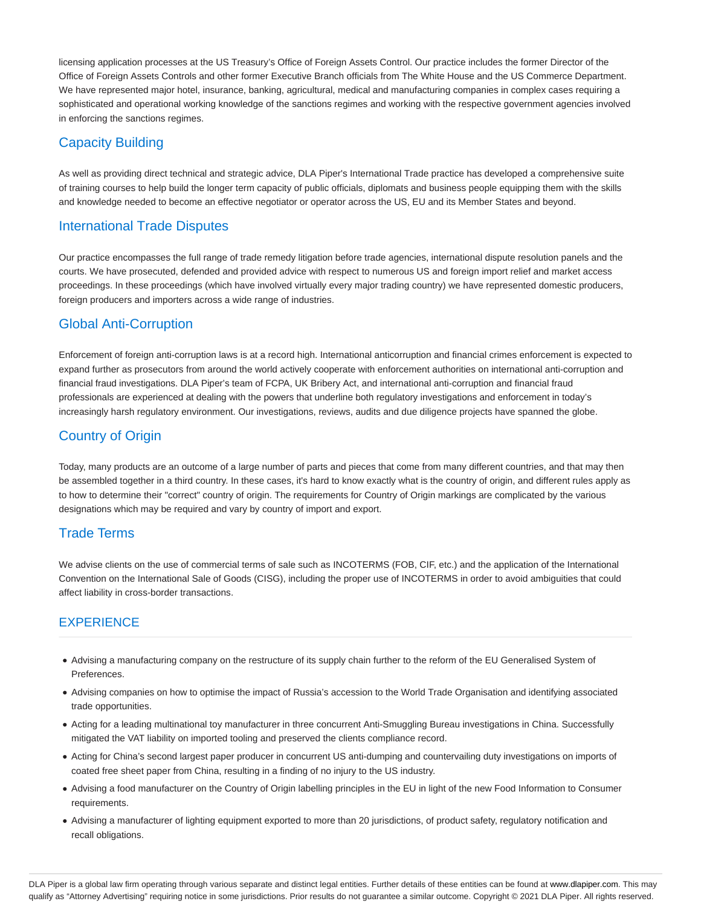licensing application processes at the US Treasury's Office of Foreign Assets Control. Our practice includes the former Director of the Office of Foreign Assets Controls and other former Executive Branch officials from The White House and the US Commerce Department. We have represented major hotel, insurance, banking, agricultural, medical and manufacturing companies in complex cases requiring a sophisticated and operational working knowledge of the sanctions regimes and working with the respective government agencies involved in enforcing the sanctions regimes.

## Capacity Building

As well as providing direct technical and strategic advice, DLA Piper's International Trade practice has developed a comprehensive suite of training courses to help build the longer term capacity of public officials, diplomats and business people equipping them with the skills and knowledge needed to become an effective negotiator or operator across the US, EU and its Member States and beyond.

## International Trade Disputes

Our practice encompasses the full range of trade remedy litigation before trade agencies, international dispute resolution panels and the courts. We have prosecuted, defended and provided advice with respect to numerous US and foreign import relief and market access proceedings. In these proceedings (which have involved virtually every major trading country) we have represented domestic producers, foreign producers and importers across a wide range of industries.

## Global Anti-Corruption

Enforcement of foreign anti-corruption laws is at a record high. International anticorruption and financial crimes enforcement is expected to expand further as prosecutors from around the world actively cooperate with enforcement authorities on international anti-corruption and financial fraud investigations. DLA Piper's team of FCPA, UK Bribery Act, and international anti-corruption and financial fraud professionals are experienced at dealing with the powers that underline both regulatory investigations and enforcement in today's increasingly harsh regulatory environment. Our investigations, reviews, audits and due diligence projects have spanned the globe.

## Country of Origin

Today, many products are an outcome of a large number of parts and pieces that come from many different countries, and that may then be assembled together in a third country. In these cases, it's hard to know exactly what is the country of origin, and different rules apply as to how to determine their "correct" country of origin. The requirements for Country of Origin markings are complicated by the various designations which may be required and vary by country of import and export.

## Trade Terms

We advise clients on the use of commercial terms of sale such as INCOTERMS (FOB, CIF, etc.) and the application of the International Convention on the International Sale of Goods (CISG), including the proper use of INCOTERMS in order to avoid ambiguities that could affect liability in cross-border transactions.

## EXPERIENCE

- Advising a manufacturing company on the restructure of its supply chain further to the reform of the EU Generalised System of Preferences.
- Advising companies on how to optimise the impact of Russia's accession to the World Trade Organisation and identifying associated trade opportunities.
- Acting for a leading multinational toy manufacturer in three concurrent Anti-Smuggling Bureau investigations in China. Successfully mitigated the VAT liability on imported tooling and preserved the clients compliance record.
- Acting for China's second largest paper producer in concurrent US anti-dumping and countervailing duty investigations on imports of coated free sheet paper from China, resulting in a finding of no injury to the US industry.
- Advising a food manufacturer on the Country of Origin labelling principles in the EU in light of the new Food Information to Consumer requirements.
- Advising a manufacturer of lighting equipment exported to more than 20 jurisdictions, of product safety, regulatory notification and recall obligations.

DLA Piper is a global law firm operating through various separate and distinct legal entities. Further details of these entities can be found at www.dlapiper.com. This may qualify as "Attorney Advertising" requiring notice in some jurisdictions. Prior results do not guarantee a similar outcome. Copyright © 2021 DLA Piper. All rights reserved.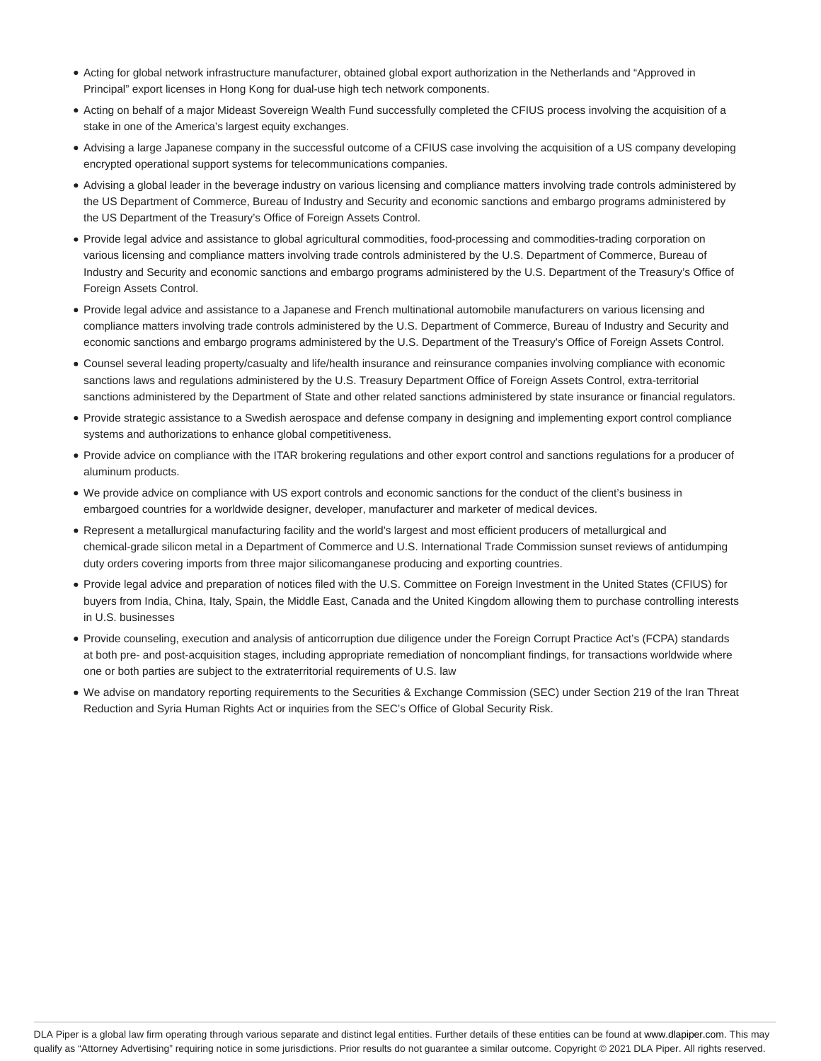- Acting for global network infrastructure manufacturer, obtained global export authorization in the Netherlands and "Approved in Principal" export licenses in Hong Kong for dual-use high tech network components.
- Acting on behalf of a major Mideast Sovereign Wealth Fund successfully completed the CFIUS process involving the acquisition of a stake in one of the America's largest equity exchanges.
- Advising a large Japanese company in the successful outcome of a CFIUS case involving the acquisition of a US company developing encrypted operational support systems for telecommunications companies.
- Advising a global leader in the beverage industry on various licensing and compliance matters involving trade controls administered by the US Department of Commerce, Bureau of Industry and Security and economic sanctions and embargo programs administered by the US Department of the Treasury's Office of Foreign Assets Control.
- Provide legal advice and assistance to global agricultural commodities, food-processing and commodities-trading corporation on various licensing and compliance matters involving trade controls administered by the U.S. Department of Commerce, Bureau of Industry and Security and economic sanctions and embargo programs administered by the U.S. Department of the Treasury's Office of Foreign Assets Control.
- Provide legal advice and assistance to a Japanese and French multinational automobile manufacturers on various licensing and compliance matters involving trade controls administered by the U.S. Department of Commerce, Bureau of Industry and Security and economic sanctions and embargo programs administered by the U.S. Department of the Treasury's Office of Foreign Assets Control.
- Counsel several leading property/casualty and life/health insurance and reinsurance companies involving compliance with economic sanctions laws and regulations administered by the U.S. Treasury Department Office of Foreign Assets Control, extra-territorial sanctions administered by the Department of State and other related sanctions administered by state insurance or financial regulators.
- Provide strategic assistance to a Swedish aerospace and defense company in designing and implementing export control compliance systems and authorizations to enhance global competitiveness.
- Provide advice on compliance with the ITAR brokering regulations and other export control and sanctions regulations for a producer of aluminum products.
- We provide advice on compliance with US export controls and economic sanctions for the conduct of the client's business in embargoed countries for a worldwide designer, developer, manufacturer and marketer of medical devices.
- Represent a metallurgical manufacturing facility and the world's largest and most efficient producers of metallurgical and chemical-grade silicon metal in a Department of Commerce and U.S. International Trade Commission sunset reviews of antidumping duty orders covering imports from three major silicomanganese producing and exporting countries.
- Provide legal advice and preparation of notices filed with the U.S. Committee on Foreign Investment in the United States (CFIUS) for buyers from India, China, Italy, Spain, the Middle East, Canada and the United Kingdom allowing them to purchase controlling interests in U.S. businesses
- Provide counseling, execution and analysis of anticorruption due diligence under the Foreign Corrupt Practice Act's (FCPA) standards at both pre- and post-acquisition stages, including appropriate remediation of noncompliant findings, for transactions worldwide where one or both parties are subject to the extraterritorial requirements of U.S. law
- We advise on mandatory reporting requirements to the Securities & Exchange Commission (SEC) under Section 219 of the Iran Threat Reduction and Syria Human Rights Act or inquiries from the SEC's Office of Global Security Risk.

DLA Piper is a global law firm operating through various separate and distinct legal entities. Further details of these entities can be found at www.dlapiper.com. This may qualify as "Attorney Advertising" requiring notice in some jurisdictions. Prior results do not guarantee a similar outcome. Copyright © 2021 DLA Piper. All rights reserved.